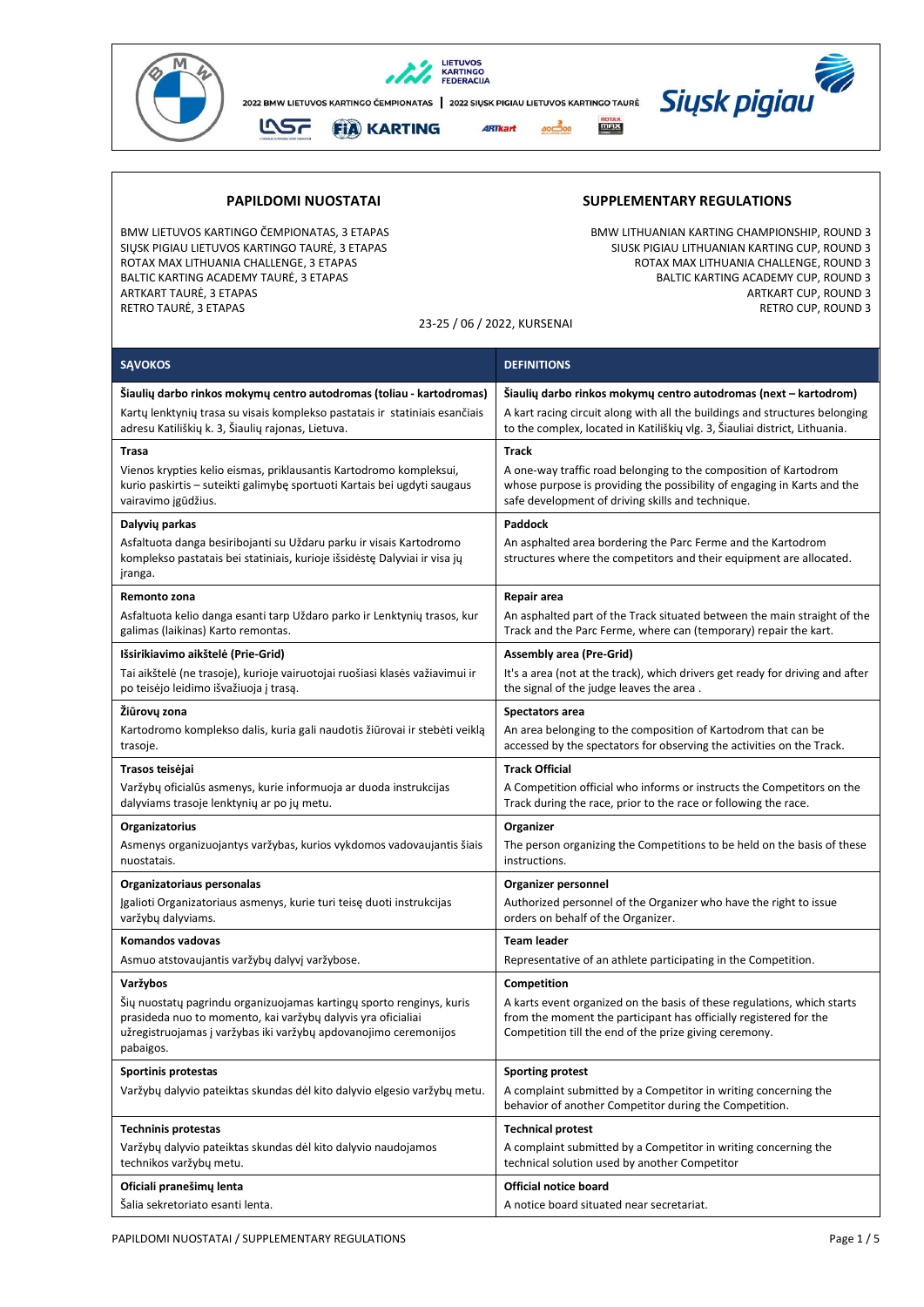2022 BMW LIETUVOS KARTINGO ČEMPIONATAS | 2022 SIŲSK PIGIAU LIETUVOS KARTINGO TAURĖ

| PAPILDOMI NUOSTATAI | SUPPLEMENTARY REGULATIONS |
|---|---|
| BMW LIETUVOS KARTINGO ČEMPIONATAS, 3 ETAPAS<br>SIŲSK PIGIAU LIETUVOS KARTINGO TAURĖ, 3 ETAPAS<br>ROTAX MAX LITHUANIA CHALLENGE, 3 ETAPAS<br>BALTIC KARTING ACADEMY TAURĖ, 3 ETAPAS<br>ARTKART TAURĖ, 3 ETAPAS<br>RETRO TAURĖ, 3 ETAPAS | BMW LITHUANIAN KARTING CHAMPIONSHIP, ROUND 3<br>SIUSK PIGIAU LITHUANIAN KARTING CUP, ROUND 3<br>ROTAX MAX LITHUANIA CHALLENGE, ROUND 3<br>BALTIC KARTING ACADEMY CUP, ROUND 3<br>ARTKART CUP, ROUND 3<br>RETRO CUP, ROUND 3 |

23-25 / 06 / 2022, KURSENAI

| SĄVOKOS | DEFINITIONS |
|---|---|
| **Šiaulių darbo rinkos mokymų centro autodromas (toliau - kartodromas)**<br>Kartų lenktynių trasa su visais komplekso pastatais ir statiniais esančiais adresu Katiliškių k. 3, Šiaulių rajonas, Lietuva. | **Šiaulių darbo rinkos mokymų centro autodromas (next – kartodrom)**<br>A kart racing circuit along with all the buildings and structures belonging to the complex, located in Katiliškių vlg. 3, Šiauliai district, Lithuania. |
| **Trasa**<br>Vienos krypties kelio eismas, priklausantis Kartodromo kompleksui, kurio paskirtis – suteikti galimybę sportuoti Kartais bei ugdyti saugaus vairavimo įgūdžius. | **Track**<br>A one-way traffic road belonging to the composition of Kartodrom whose purpose is providing the possibility of engaging in Karts and the safe development of driving skills and technique. |
| **Dalyvių parkas**<br>Asfaltuota danga besiribojanti su Uždaru parku ir visais Kartodromo komplekso pastatais bei statiniais, kurioje išsidėstę Dalyviai ir visa jų įranga. | **Paddock**<br>An asphalted area bordering the Parc Ferme and the Kartodrom structures where the competitors and their equipment are allocated. |
| **Remonto zona**<br>Asfaltuota kelio danga esanti tarp Uždaro parko ir Lenktynių trasos, kur galimas (laikinas) Karto remontas. | **Repair area**<br>An asphalted part of the Track situated between the main straight of the Track and the Parc Ferme, where can (temporary) repair the kart. |
| **Išsirikiavimo aikštelė (Prie-Grid)**<br>Tai aikštelė (ne trasoje), kurioje vairuotojai ruošiasi klasės važiavimui ir po teisėjo leidimo išvažiuoja į trasą. | **Assembly area (Pre-Grid)**<br>It's a area (not at the track), which drivers get ready for driving and after the signal of the judge leaves the area . |
| **Žiūrovų zona**<br>Kartodromo komplekso dalis, kuria gali naudotis žiūrovai ir stebėti veiklą trasoje. | **Spectators area**<br>An area belonging to the composition of Kartodrom that can be accessed by the spectators for observing the activities on the Track. |
| **Trasos teisėjai**<br>Varžybų oficialūs asmenys, kurie informuoja ar duoda instrukcijas dalyviams trasoje lenktynių ar po jų metu. | **Track Official**<br>A Competition official who informs or instructs the Competitors on the Track during the race, prior to the race or following the race. |
| **Organizatorius**<br>Asmenys organizuojantys varžybas, kurios vykdomos vadovaujantis šiais nuostatais. | **Organizer**<br>The person organizing the Competitions to be held on the basis of these instructions. |
| **Organizatoriaus personalas**<br>Įgalioti Organizatoriaus asmenys, kurie turi teisę duoti instrukcijas varžybų dalyviams. | **Organizer personnel**<br>Authorized personnel of the Organizer who have the right to issue orders on behalf of the Organizer. |
| **Komandos vadovas**<br>Asmuo atstovaujantis varžybų dalyvį varžybose. | **Team leader**<br>Representative of an athlete participating in the Competition. |
| **Varžybos**<br>Šių nuostatų pagrindu organizuojamas kartingų sporto renginys, kuris prasideda nuo to momento, kai varžybų dalyvis yra oficialiai užregistruojamas į varžybas iki varžybų apdovanojimo ceremonijos pabaigos. | **Competition**<br>A karts event organized on the basis of these regulations, which starts from the moment the participant has officially registered for the Competition till the end of the prize giving ceremony. |
| **Sportinis protestas**<br>Varžybų dalyvio pateiktas skundas dėl kito dalyvio elgesio varžybų metu. | **Sporting protest**<br>A complaint submitted by a Competitor in writing concerning the behavior of another Competitor during the Competition. |
| **Techninis protestas**<br>Varžybų dalyvio pateiktas skundas dėl kito dalyvio naudojamos technikos varžybų metu. | **Technical protest**<br>A complaint submitted by a Competitor in writing concerning the technical solution used by another Competitor |
| **Oficiali pranešimų lenta**<br>Šalia sekretoriato esanti lenta. | **Official notice board**<br>A notice board situated near secretariat. |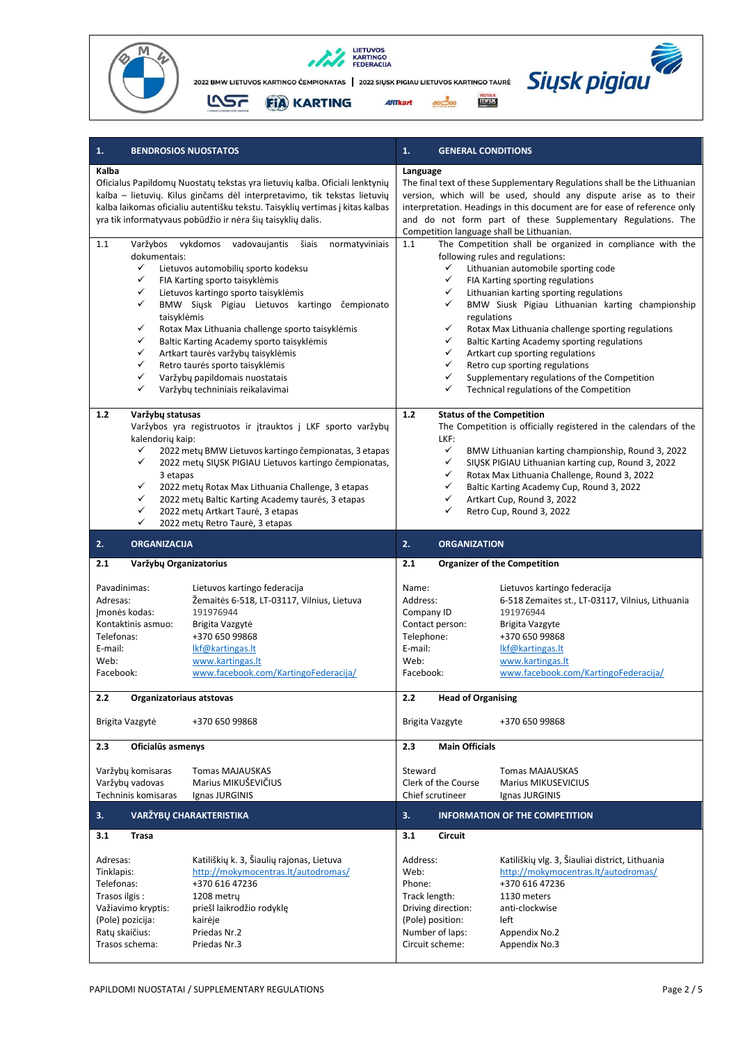2022 BMW LIETUVOS KARTINGO ČEMPIONATAS | 2022 SIŲSK PIGIAU LIETUVOS KARTINGO TAURĖ

| 1. BENDROSIOS NUOSTATOS | 1. GENERAL CONDITIONS |
|---|---|
| **Kalba**<br>Oficialus Papildomų Nuostatų tekstas yra lietuvių kalba. Oficiali lenktynių kalba – lietuvių. Kilus ginčams dėl interpretavimo, tik tekstas lietuvių kalba laikomas oficialiu autentišku tekstu. Taisyklių vertimas į kitas kalbas yra tik informatyvaus pobūdžio ir nėra šių taisyklių dalis. | **Language**<br>The final text of these Supplementary Regulations shall be the Lithuanian version, which will be used, should any dispute arise as to their interpretation. Headings in this document are for ease of reference only and do not form part of these Supplementary Regulations. The Competition language shall be Lithuanian. |
| 1.1 Varžybos vykdomos vadovaujantis šiais normatyviniais dokumentais:<br>✓ Lietuvos automobilių sporto kodeksu<br>✓ FIA Karting sporto taisyklėmis<br>✓ Lietuvos kartingo sporto taisyklėmis<br>✓ BMW Siųsk Pigiau Lietuvos kartingo čempionato taisyklėmis<br>✓ Rotax Max Lithuania challenge sporto taisyklėmis<br>✓ Baltic Karting Academy sporto taisyklėmis<br>✓ Artkart taurės varžybų taisyklėmis<br>✓ Retro taurės sporto taisyklėmis<br>✓ Varžybų papildomais nuostatais<br>✓ Varžybų techniniais reikalavimai | 1.1 The Competition shall be organized in compliance with the following rules and regulations:<br>✓ Lithuanian automobile sporting code<br>✓ FIA Karting sporting regulations<br>✓ Lithuanian karting sporting regulations<br>✓ BMW Siusk Pigiau Lithuanian karting championship regulations<br>✓ Rotax Max Lithuania challenge sporting regulations<br>✓ Baltic Karting Academy sporting regulations<br>✓ Artkart cup sporting regulations<br>✓ Retro cup sporting regulations<br>✓ Supplementary regulations of the Competition<br>✓ Technical regulations of the Competition |
| **1.2 Varžybų statusas**<br>Varžybos yra registruotos ir įtrauktos į LKF sporto varžybų kalendorių kaip:<br>✓ 2022 metų BMW Lietuvos kartingo čempionatas, 3 etapas<br>✓ 2022 metų SIŲSK PIGIAU Lietuvos kartingo čempionatas, 3 etapas<br>✓ 2022 metų Rotax Max Lithuania Challenge, 3 etapas<br>✓ 2022 metų Baltic Karting Academy taurės, 3 etapas<br>✓ 2022 metų Artkart Taurė, 3 etapas<br>✓ 2022 metų Retro Taurė, 3 etapas | **1.2 Status of the Competition**<br>The Competition is officially registered in the calendars of the LKF:<br>✓ BMW Lithuanian karting championship, Round 3, 2022<br>✓ SIŲSK PIGIAU Lithuanian karting cup, Round 3, 2022<br>✓ Rotax Max Lithuania Challenge, Round 3, 2022<br>✓ Baltic Karting Academy Cup, Round 3, 2022<br>✓ Artkart Cup, Round 3, 2022<br>✓ Retro Cup, Round 3, 2022 |

| 2. ORGANIZACIJA | 2. ORGANIZATION |
|---|---|
| **2.1 Varžybų Organizatorius**<br>Pavadinimas: Lietuvos kartingo federacija<br>Adresas: Žemaitės 6-518, LT-03117, Vilnius, Lietuva<br>Įmonės kodas: 191976944<br>Kontaktinis asmuo: Brigita Vazgytė<br>Telefonas: +370 650 99868<br>E-mail: lkf@kartingas.lt<br>Web: www.kartingas.lt<br>Facebook: www.facebook.com/KartingoFederacija/ | **2.1 Organizer of the Competition**<br>Name: Lietuvos kartingo federacija<br>Address: 6-518 Zemaites st., LT-03117, Vilnius, Lithuania<br>Company ID 191976944<br>Contact person: Brigita Vazgyte<br>Telephone: +370 650 99868<br>E-mail: lkf@kartingas.lt<br>Web: www.kartingas.lt<br>Facebook: www.facebook.com/KartingoFederacija/ |
| **2.2 Organizatoriaus atstovas**<br>Brigita Vazgytė +370 650 99868 | **2.2 Head of Organising**<br>Brigita Vazgyte +370 650 99868 |
| **2.3 Oficialūs asmenys**<br>Varžybų komisaras Tomas MAJAUSKAS<br>Varžybų vadovas Marius MIKUŠEVIČIUS<br>Techninis komisaras Ignas JURGINIS | **2.3 Main Officials**<br>Steward Tomas MAJAUSKAS<br>Clerk of the Course Marius MIKUSEVICIUS<br>Chief scrutineer Ignas JURGINIS |

| 3. VARŽYBŲ CHARAKTERISTIKA | 3. INFORMATION OF THE COMPETITION |
|---|---|
| **3.1 Trasa**<br>Adresas: Katiliškių k. 3, Šiaulių rajonas, Lietuva<br>Tinklapis: http://mokymocentras.lt/autodromas/<br>Telefonas: +370 616 47236<br>Trasos ilgis : 1208 metrų<br>Važiavimo kryptis: prieš laikrodžio rodyklę<br>(Pole) pozicija: kairėje<br>Ratų skaičius: Priedas Nr.2<br>Trasos schema: Priedas Nr.3 | **3.1 Circuit**<br>Address: Katiliškių vlg. 3, Šiauliai district, Lithuania<br>Web: http://mokymocentras.lt/autodromas/<br>Phone: +370 616 47236<br>Track length: 1130 meters<br>Driving direction: anti-clockwise<br>(Pole) position: left<br>Number of laps: Appendix No.2<br>Circuit scheme: Appendix No.3 |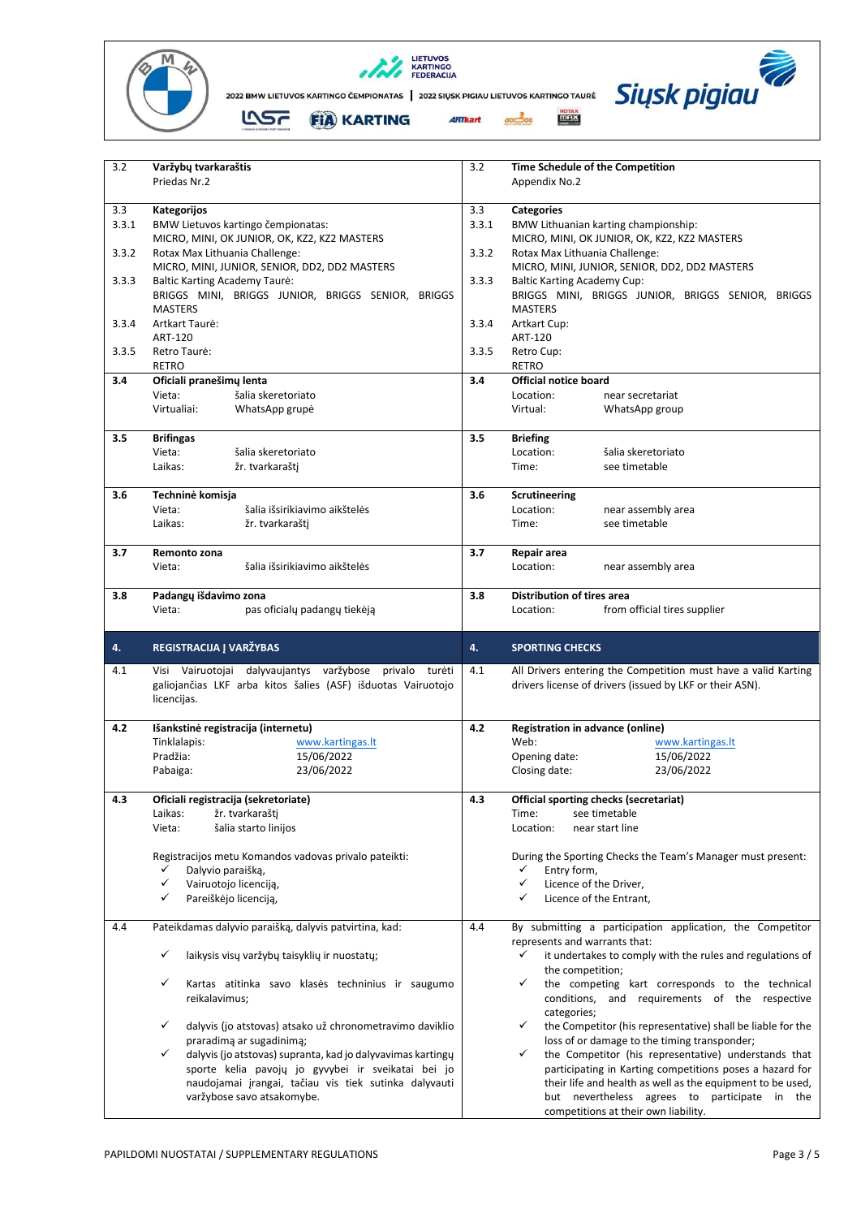| | Lietuviškai | | English |
|---|---|---|---|
| 3.2 | **Varžybų tvarkaraštis**<br>Priedas Nr.2 | 3.2 | **Time Schedule of the Competition**<br>Appendix No.2 |
| 3.3 | **Kategorijos** | 3.3 | **Categories** |
| 3.3.1 | BMW Lietuvos kartingo čempionatas:<br>MICRO, MINI, OK JUNIOR, OK, KZ2, KZ2 MASTERS | 3.3.1 | BMW Lithuanian karting championship:<br>MICRO, MINI, OK JUNIOR, OK, KZ2, KZ2 MASTERS |
| 3.3.2 | Rotax Max Lithuania Challenge:<br>MICRO, MINI, JUNIOR, SENIOR, DD2, DD2 MASTERS | 3.3.2 | Rotax Max Lithuania Challenge:<br>MICRO, MINI, JUNIOR, SENIOR, DD2, DD2 MASTERS |
| 3.3.3 | Baltic Karting Academy Taurė:<br>BRIGGS MINI, BRIGGS JUNIOR, BRIGGS SENIOR, BRIGGS MASTERS | 3.3.3 | Baltic Karting Academy Cup:<br>BRIGGS MINI, BRIGGS JUNIOR, BRIGGS SENIOR, BRIGGS MASTERS |
| 3.3.4 | Artkart Taurė:<br>ART-120 | 3.3.4 | Artkart Cup:<br>ART-120 |
| 3.3.5 | Retro Taurė:<br>RETRO | 3.3.5 | Retro Cup:<br>RETRO |
| **3.4** | **Oficiali pranešimų lenta**<br>Vieta: šalia skeretoriato<br>Virtualiai: WhatsApp grupė | **3.4** | **Official notice board**<br>Location: near secretariat<br>Virtual: WhatsApp group |
| **3.5** | **Brifingas**<br>Vieta: šalia skeretoriato<br>Laikas: žr. tvarkaraštį | **3.5** | **Briefing**<br>Location: šalia skeretoriato<br>Time: see timetable |
| **3.6** | **Techninė komisja**<br>Vieta: šalia išsirikiavimo aikštelės<br>Laikas: žr. tvarkaraštį | **3.6** | **Scrutineering**<br>Location: near assembly area<br>Time: see timetable |
| **3.7** | **Remonto zona**<br>Vieta: šalia išsirikiavimo aikštelės | **3.7** | **Repair area**<br>Location: near assembly area |
| **3.8** | **Padangų išdavimo zona**<br>Vieta: pas oficialų padangų tiekėją | **3.8** | **Distribution of tires area**<br>Location: from official tires supplier |
| **4.** | **REGISTRACIJA Į VARŽYBAS** | **4.** | **SPORTING CHECKS** |
| 4.1 | Visi Vairuotojai dalyvaujantys varžybose privalo turėti galiojančias LKF arba kitos šalies (ASF) išduotas Vairuotojo licencijas. | 4.1 | All Drivers entering the Competition must have a valid Karting drivers license of drivers (issued by LKF or their ASN). |
| **4.2** | **Išankstinė registracija (internetu)**<br>Tinklalapis: www.kartingas.lt<br>Pradžia: 15/06/2022<br>Pabaiga: 23/06/2022 | **4.2** | **Registration in advance (online)**<br>Web: www.kartingas.lt<br>Opening date: 15/06/2022<br>Closing date: 23/06/2022 |
| **4.3** | **Oficiali registracija (sekretoriate)**<br>Laikas: žr. tvarkaraštį<br>Vieta: šalia starto linijos<br><br>Registracijos metu Komandos vadovas privalo pateikti:<br>✓ Dalyvio paraišką,<br>✓ Vairuotojo licenciją,<br>✓ Pareiškėjo licenciją, | **4.3** | **Official sporting checks (secretariat)**<br>Time: see timetable<br>Location: near start line<br><br>During the Sporting Checks the Team's Manager must present:<br>✓ Entry form,<br>✓ Licence of the Driver,<br>✓ Licence of the Entrant, |
| 4.4 | Pateikdamas dalyvio paraišką, dalyvis patvirtina, kad:<br>✓ laikysis visų varžybų taisyklių ir nuostatų;<br>✓ Kartas atitinka savo klasės techninius ir saugumo reikalavimus;<br>✓ dalyvis (jo atstovas) atsako už chronometravimo daviklio praradimą ar sugadinimą;<br>✓ dalyvis (jo atstovas) supranta, kad jo dalyvavimas kartingų sporte kelia pavojų jo gyvybei ir sveikatai bei jo naudojamai įrangai, tačiau vis tiek sutinka dalyvauti varžybose savo atsakomybe. | 4.4 | By submitting a participation application, the Competitor represents and warrants that:<br>✓ it undertakes to comply with the rules and regulations of the competition;<br>✓ the competing kart corresponds to the technical conditions, and requirements of the respective categories;<br>✓ the Competitor (his representative) shall be liable for the loss of or damage to the timing transponder;<br>✓ the Competitor (his representative) understands that participating in Karting competitions poses a hazard for their life and health as well as the equipment to be used, but nevertheless agrees to participate in the competitions at their own liability. |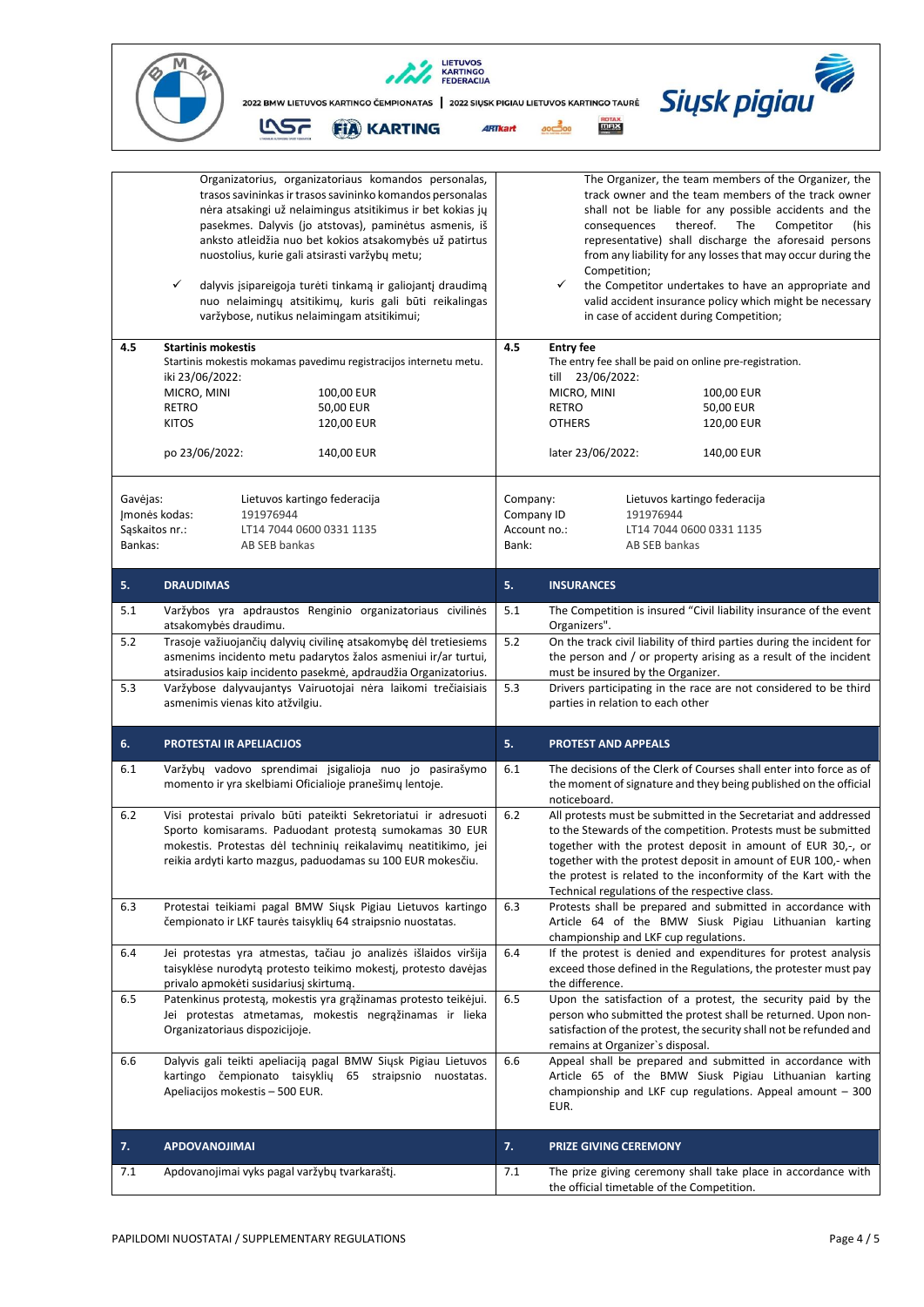| | Lietuvių | | English |
|---|---|---|---|
| | Organizatorius, organizatoriaus komandos personalas, trasos savininkas ir trasos savininko komandos personalas nėra atsakingi už nelaimingus atsitikimus ir bet kokias jų pasekmes. Dalyvis (jo atstovas), paminėtus asmenis, iš anksto atleidžia nuo bet kokios atsakomybės už patirtus nuostolius, kurie gali atsirasti varžybų metu;<br><br>✓ dalyvis įsipareigoja turėti tinkamą ir galiojantį draudimą nuo nelaimingų atsitikimų, kuris gali būti reikalingas varžybose, nutikus nelaimingam atsitikimui; | | The Organizer, the team members of the Organizer, the track owner and the team members of the track owner shall not be liable for any possible accidents and the consequences thereof. The Competitor (his representative) shall discharge the aforesaid persons from any liability for any losses that may occur during the Competition;<br><br>✓ the Competitor undertakes to have an appropriate and valid accident insurance policy which might be necessary in case of accident during Competition; |
| 4.5 | **Startinis mokestis**<br>Startinis mokestis mokamas pavedimu registracijos internetu metu.<br>iki 23/06/2022:<br>MICRO, MINI — 100,00 EUR<br>RETRO — 50,00 EUR<br>KITOS — 120,00 EUR<br><br>po 23/06/2022: — 140,00 EUR | 4.5 | **Entry fee**<br>The entry fee shall be paid on online pre-registration.<br>till 23/06/2022:<br>MICRO, MINI — 100,00 EUR<br>RETRO — 50,00 EUR<br>OTHERS — 120,00 EUR<br><br>later 23/06/2022: — 140,00 EUR |
| | Gavėjas: Lietuvos kartingo federacija<br>Įmonės kodas: 191976944<br>Sąskaitos nr.: LT14 7044 0600 0331 1135<br>Bankas: AB SEB bankas | | Company: Lietuvos kartingo federacija<br>Company ID: 191976944<br>Account no.: LT14 7044 0600 0331 1135<br>Bank: AB SEB bankas |
| **5.** | **DRAUDIMAS** | **5.** | **INSURANCES** |
| 5.1 | Varžybos yra apdraustos Renginio organizatoriaus civilinės atsakomybės draudimu. | 5.1 | The Competition is insured "Civil liability insurance of the event Organizers". |
| 5.2 | Trasoje važiuojančių dalyvių civilinę atsakomybę dėl tretiesiems asmenims incidento metu padarytos žalos asmeniui ir/ar turtui, atsiradusios kaip incidento pasekmė, apdraudžia Organizatorius. | 5.2 | On the track civil liability of third parties during the incident for the person and / or property arising as a result of the incident must be insured by the Organizer. |
| 5.3 | Varžybose dalyvaujantys Vairuotojai nėra laikomi trečiaisiais asmenimis vienas kito atžvilgiu. | 5.3 | Drivers participating in the race are not considered to be third parties in relation to each other |
| **6.** | **PROTESTAI IR APELIACIJOS** | **5.** | **PROTEST AND APPEALS** |
| 6.1 | Varžybų vadovo sprendimai įsigalioja nuo jo pasirašymo momento ir yra skelbiami Oficialioje pranešimų lentoje. | 6.1 | The decisions of the Clerk of Courses shall enter into force as of the moment of signature and they being published on the official noticeboard. |
| 6.2 | Visi protestai privalo būti pateikti Sekretoriatui ir adresuoti Sporto komisarams. Paduodant protestą sumokama 30 EUR mokestis. Protestas dėl techninių reikalavimų neatitikimo, jei reikia ardyti karto mazgus, paduodamas su 100 EUR mokesčiu. | 6.2 | All protests must be submitted in the Secretariat and addressed to the Stewards of the competition. Protests must be submitted together with the protest deposit in amount of EUR 30,-, or together with the protest deposit in amount of EUR 100,- when the protest is related to the inconformity of the Kart with the Technical regulations of the respective class. |
| 6.3 | Protestai teikiami pagal BMW Siųsk Pigiau Lietuvos kartingo čempionato ir LKF taurės taisyklių 64 straipsnio nuostatas. | 6.3 | Protests shall be prepared and submitted in accordance with Article 64 of the BMW Siusk Pigiau Lithuanian karting championship and LKF cup regulations. |
| 6.4 | Jei protestas yra atmestas, tačiau jo analizės išlaidos viršija taisyklėse nurodytą protesto teikimo mokestį, protesto davėjas privalo apmokėti susidariusį skirtumą. | 6.4 | If the protest is denied and expenditures for protest analysis exceed those defined in the Regulations, the protester must pay the difference. |
| 6.5 | Patenkinus protestą, mokestis yra grąžinamas protesto teikėjui. Jei protestas atmetamas, mokestis negrąžinamas ir lieka Organizatoriaus dispozicijoje. | 6.5 | Upon the satisfaction of a protest, the security paid by the person who submitted the protest shall be returned. Upon non-satisfaction of the protest, the security shall not be refunded and remains at Organizer`s disposal. |
| 6.6 | Dalyvis gali teikti apeliaciją pagal BMW Siųsk Pigiau Lietuvos kartingo čempionato taisyklių 65 straipsnio nuostatas. Apeliacijos mokestis – 500 EUR. | 6.6 | Appeal shall be prepared and submitted in accordance with Article 65 of the BMW Siusk Pigiau Lithuanian karting championship and LKF cup regulations. Appeal amount – 300 EUR. |
| **7.** | **APDOVANOJIMAI** | **7.** | **PRIZE GIVING CEREMONY** |
| 7.1 | Apdovanojimai vyks pagal varžybų tvarkaraštį. | 7.1 | The prize giving ceremony shall take place in accordance with the official timetable of the Competition. |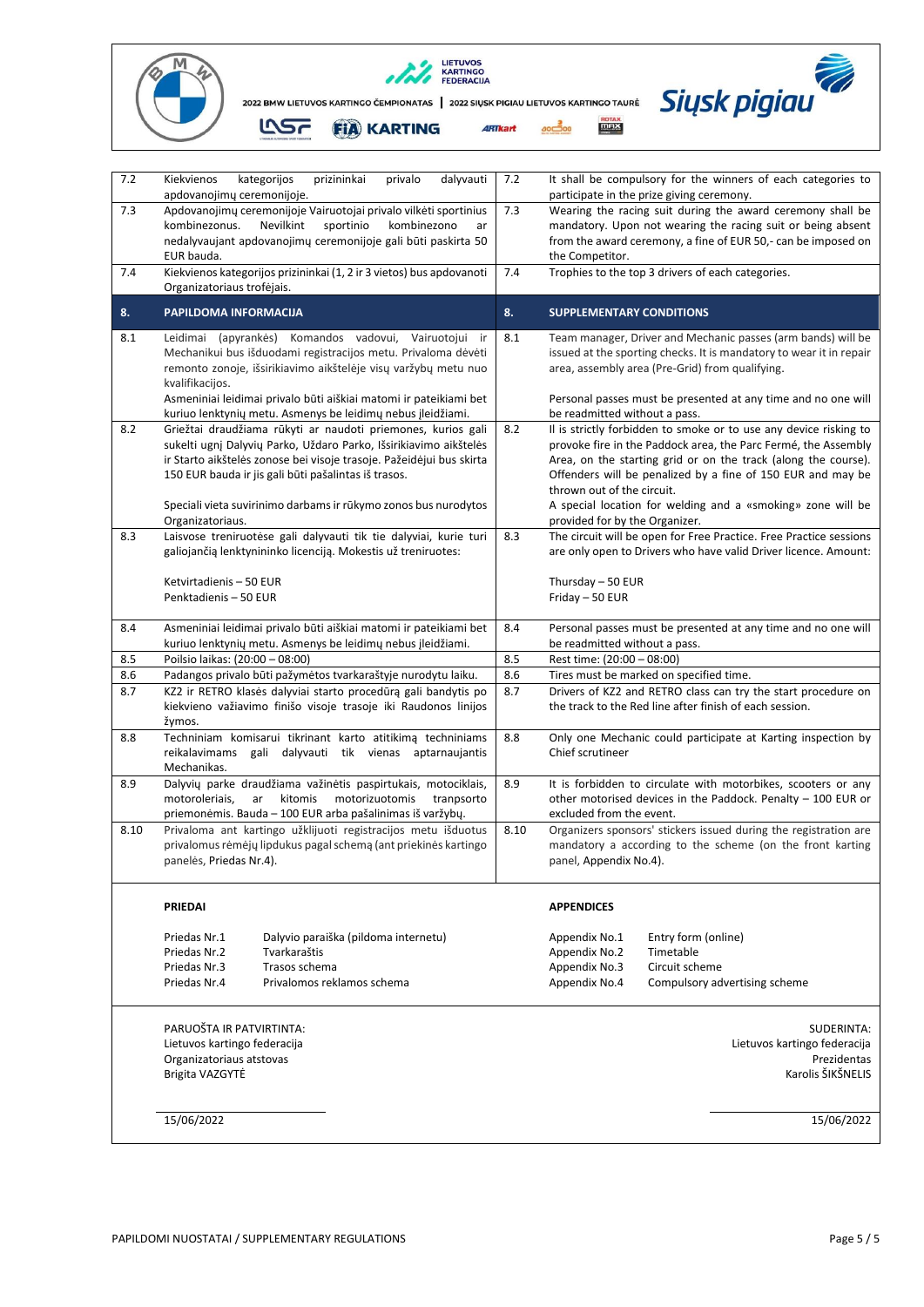| | | | |
|---|---|---|---|
| 7.2 | Kiekvienos kategorijos prizininkai privalo dalyvauti apdovanojimų ceremonijoje. | 7.2 | It shall be compulsory for the winners of each categories to participate in the prize giving ceremony. |
| 7.3 | Apdovanojimų ceremonijoje Vairuotojai privalo vilkėti sportinius kombinezonus. Nevilkint sportinio kombinezono ar nedalyvaujant apdovanojimų ceremonijoje gali būti paskirta 50 EUR bauda. | 7.3 | Wearing the racing suit during the award ceremony shall be mandatory. Upon not wearing the racing suit or being absent from the award ceremony, a fine of EUR 50,- can be imposed on the Competitor. |
| 7.4 | Kiekvienos kategorijos prizininkai (1, 2 ir 3 vietos) bus apdovanoti Organizatoriaus trofėjais. | 7.4 | Trophies to the top 3 drivers of each categories. |
| **8.** | **PAPILDOMA INFORMACIJA** | **8.** | **SUPPLEMENTARY CONDITIONS** |
| 8.1 | Leidimai (apyrankės) Komandos vadovui, Vairuotojui ir Mechanikui bus išduodami registracijos metu. Privaloma dėvėti remonto zonoje, išsirikiavimo aikštelėje visų varžybų metu nuo kvalifikacijos. Asmeniniai leidimai privalo būti aiškiai matomi ir pateikiami bet kuriuo lenktynių metu. Asmenys be leidimų nebus įleidžiami. | 8.1 | Team manager, Driver and Mechanic passes (arm bands) will be issued at the sporting checks. It is mandatory to wear it in repair area, assembly area (Pre-Grid) from qualifying. Personal passes must be presented at any time and no one will be readmitted without a pass. |
| 8.2 | Griežtai draudžiama rūkyti ar naudoti priemones, kurios gali sukelti ugnį Dalyvių Parko, Uždaro Parko, Išsirikiavimo aikštelės ir Starto aikštelės zonose bei visoje trasoje. Pažeidėjui bus skirta 150 EUR bauda ir jis gali būti pašalintas iš trasos. Speciali vieta suvirinimo darbams ir rūkymo zonos bus nurodytos Organizatoriaus. | 8.2 | Il is strictly forbidden to smoke or to use any device risking to provoke fire in the Paddock area, the Parc Fermé, the Assembly Area, on the starting grid or on the track (along the course). Offenders will be penalized by a fine of 150 EUR and may be thrown out of the circuit. A special location for welding and a «smoking» zone will be provided for by the Organizer. |
| 8.3 | Laisvose treniruotėse gali dalyvauti tik tie dalyviai, kurie turi galiojančią lenktynininko licenciją. Mokestis už treniruotes: Ketvirtadienis – 50 EUR Penktadienis – 50 EUR | 8.3 | The circuit will be open for Free Practice. Free Practice sessions are only open to Drivers who have valid Driver licence. Amount: Thursday – 50 EUR Friday – 50 EUR |
| 8.4 | Asmeniniai leidimai privalo būti aiškiai matomi ir pateikiami bet kuriuo lenktynių metu. Asmenys be leidimų nebus įleidžiami. | 8.4 | Personal passes must be presented at any time and no one will be readmitted without a pass. |
| 8.5 | Poilsio laikas: (20:00 – 08:00) | 8.5 | Rest time: (20:00 – 08:00) |
| 8.6 | Padangos privalo būti pažymėtos tvarkaraštyje nurodytu laiku. | 8.6 | Tires must be marked on specified time. |
| 8.7 | KZ2 ir RETRO klasės dalyviai starto procedūrą gali bandytis po kiekvieno važiavimo finišo visoje trasoje iki Raudonos linijos žymos. | 8.7 | Drivers of KZ2 and RETRO class can try the start procedure on the track to the Red line after finish of each session. |
| 8.8 | Techniniam komisarui tikrinant karto atitikimą techniniams reikalavimams gali dalyvauti tik vienas aptarnaujantis Mechanikas. | 8.8 | Only one Mechanic could participate at Karting inspection by Chief scrutineer |
| 8.9 | Dalyvių parke draudžiama važinėtis paspirtukais, motociklais, motoroleriais, ar kitomis motorizuotomis tranpsorto priemonėmis. Bauda – 100 EUR arba pašalinimas iš varžybų. | 8.9 | It is forbidden to circulate with motorbikes, scooters or any other motorised devices in the Paddock. Penalty – 100 EUR or excluded from the event. |
| 8.10 | Privaloma ant kartingo užklijuoti registracijos metu išduotus privalomus rėmėjų lipdukus pagal schemą (ant priekinės kartingo panelės, Priedas Nr.4). | 8.10 | Organizers sponsors' stickers issued during the registration are mandatory a according to the scheme (on the front karting panel, Appendix No.4). |

**PRIEDAI** / **APPENDICES**

| | | | |
|---|---|---|---|
| Priedas Nr.1 | Dalyvio paraiška (pildoma internetu) | Appendix No.1 | Entry form (online) |
| Priedas Nr.2 | Tvarkaraštis | Appendix No.2 | Timetable |
| Priedas Nr.3 | Trasos schema | Appendix No.3 | Circuit scheme |
| Priedas Nr.4 | Privalomos reklamos schema | Appendix No.4 | Compulsory advertising scheme |

PARUOŠTA IR PATVIRTINTA:
Lietuvos kartingo federacija
Organizatoriaus atstovas
Brigita VAZGYTĖ

15/06/2022

SUDERINTA:
Lietuvos kartingo federacija
Prezidentas
Karolis ŠIKŠNELIS

15/06/2022